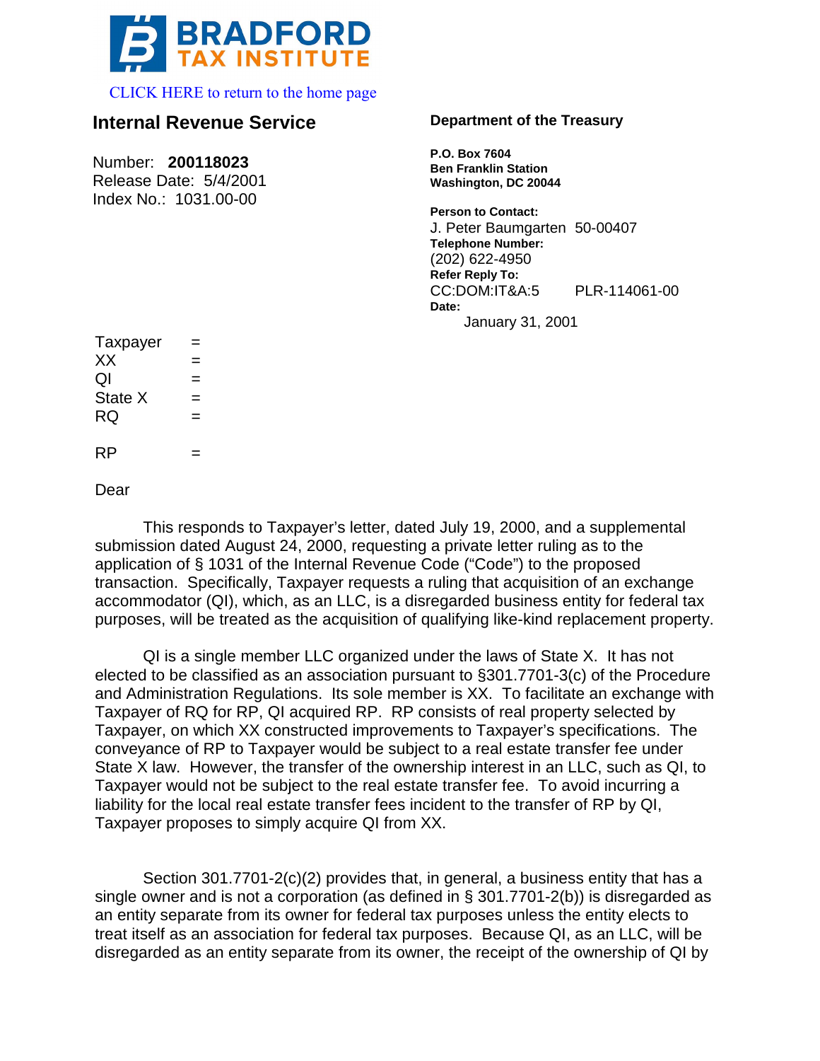BRADFORD TAX INSTITUTE

CLICK HERE to return to the home page

**Internal Revenue Service**

Number: **200118023**
Release Date: 5/4/2001
Index No.: 1031.00-00

**Department of the Treasury**

**P.O. Box 7604**
**Ben Franklin Station**
**Washington, DC 20044**

**Person to Contact:**
J. Peter Baumgarten 50-00407
**Telephone Number:**
(202) 622-4950
**Refer Reply To:**
CC:DOM:IT&A:5 PLR-114061-00
**Date:**
January 31, 2001

Taxpayer =
XX =
QI =
State X =
RQ =

RP =

Dear

This responds to Taxpayer's letter, dated July 19, 2000, and a supplemental submission dated August 24, 2000, requesting a private letter ruling as to the application of § 1031 of the Internal Revenue Code ("Code") to the proposed transaction. Specifically, Taxpayer requests a ruling that acquisition of an exchange accommodator (QI), which, as an LLC, is a disregarded business entity for federal tax purposes, will be treated as the acquisition of qualifying like-kind replacement property.

QI is a single member LLC organized under the laws of State X. It has not elected to be classified as an association pursuant to §301.7701-3(c) of the Procedure and Administration Regulations. Its sole member is XX. To facilitate an exchange with Taxpayer of RQ for RP, QI acquired RP. RP consists of real property selected by Taxpayer, on which XX constructed improvements to Taxpayer's specifications. The conveyance of RP to Taxpayer would be subject to a real estate transfer fee under State X law. However, the transfer of the ownership interest in an LLC, such as QI, to Taxpayer would not be subject to the real estate transfer fee. To avoid incurring a liability for the local real estate transfer fees incident to the transfer of RP by QI, Taxpayer proposes to simply acquire QI from XX.

Section 301.7701-2(c)(2) provides that, in general, a business entity that has a single owner and is not a corporation (as defined in § 301.7701-2(b)) is disregarded as an entity separate from its owner for federal tax purposes unless the entity elects to treat itself as an association for federal tax purposes. Because QI, as an LLC, will be disregarded as an entity separate from its owner, the receipt of the ownership of QI by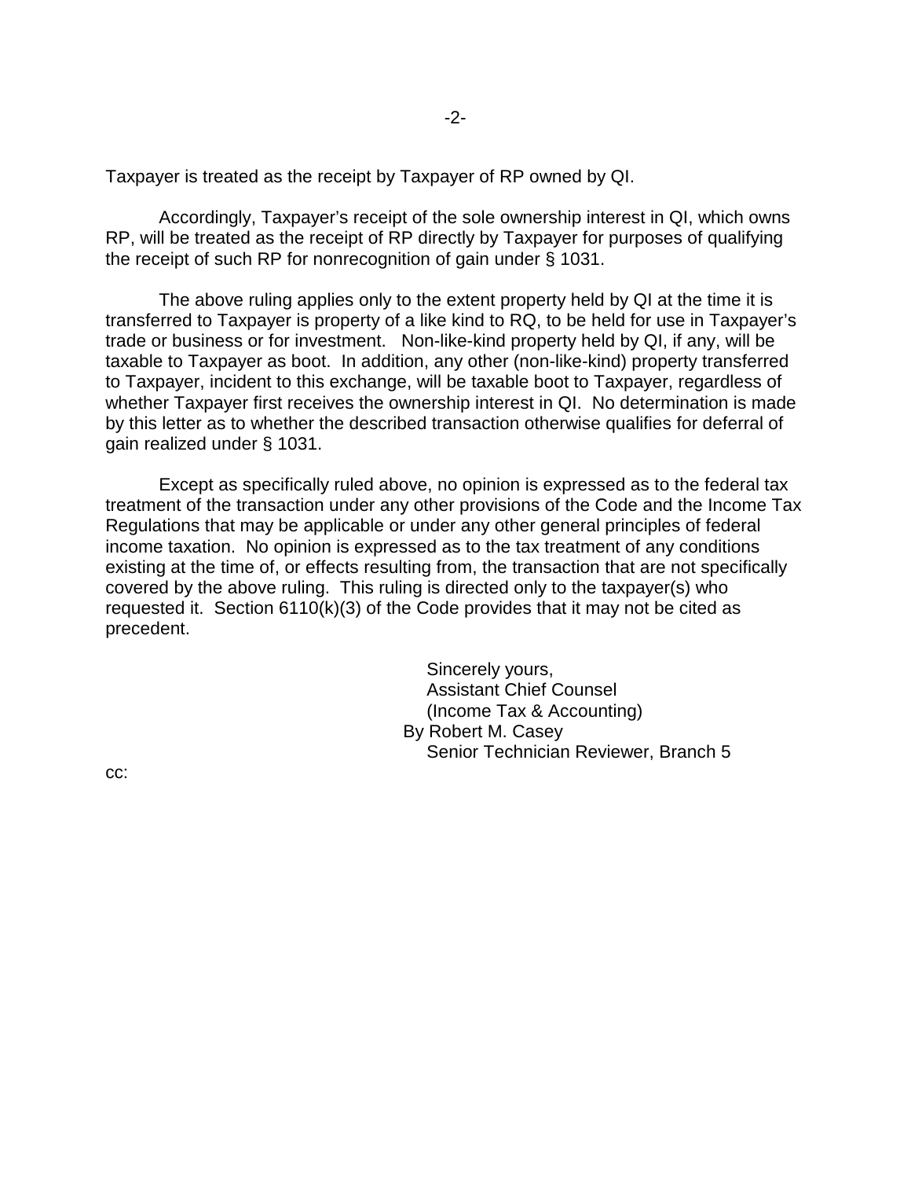Taxpayer is treated as the receipt by Taxpayer of RP owned by QI.

Accordingly, Taxpayer's receipt of the sole ownership interest in QI, which owns RP, will be treated as the receipt of RP directly by Taxpayer for purposes of qualifying the receipt of such RP for nonrecognition of gain under § 1031.

The above ruling applies only to the extent property held by QI at the time it is transferred to Taxpayer is property of a like kind to RQ, to be held for use in Taxpayer's trade or business or for investment. Non-like-kind property held by QI, if any, will be taxable to Taxpayer as boot. In addition, any other (non-like-kind) property transferred to Taxpayer, incident to this exchange, will be taxable boot to Taxpayer, regardless of whether Taxpayer first receives the ownership interest in QI. No determination is made by this letter as to whether the described transaction otherwise qualifies for deferral of gain realized under § 1031.

Except as specifically ruled above, no opinion is expressed as to the federal tax treatment of the transaction under any other provisions of the Code and the Income Tax Regulations that may be applicable or under any other general principles of federal income taxation. No opinion is expressed as to the tax treatment of any conditions existing at the time of, or effects resulting from, the transaction that are not specifically covered by the above ruling. This ruling is directed only to the taxpayer(s) who requested it. Section 6110(k)(3) of the Code provides that it may not be cited as precedent.

Sincerely yours,
Assistant Chief Counsel
(Income Tax & Accounting)
By Robert M. Casey
Senior Technician Reviewer, Branch 5

cc: